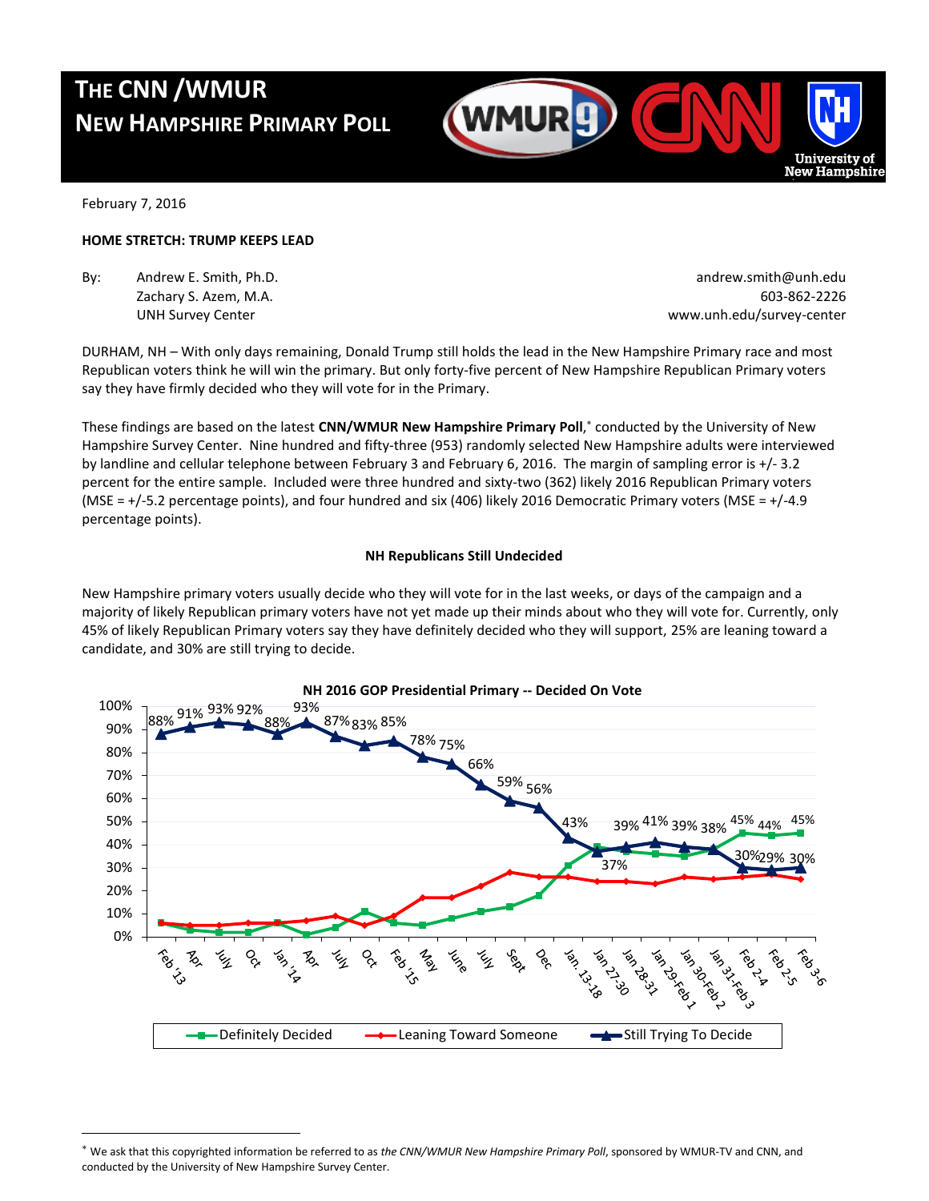# THE CNN /WMUR NEW HAMPSHIRE PRIMARY POLL

February 7, 2016

**HOME STRETCH: TRUMP KEEPS LEAD**

By: Andrew E. Smith, Ph.D. — andrew.smith@unh.edu
Zachary S. Azem, M.A. — 603-862-2226
UNH Survey Center — www.unh.edu/survey-center

DURHAM, NH – With only days remaining, Donald Trump still holds the lead in the New Hampshire Primary race and most Republican voters think he will win the primary. But only forty-five percent of New Hampshire Republican Primary voters say they have firmly decided who they will vote for in the Primary.

These findings are based on the latest **CNN/WMUR New Hampshire Primary Poll**,* conducted by the University of New Hampshire Survey Center. Nine hundred and fifty-three (953) randomly selected New Hampshire adults were interviewed by landline and cellular telephone between February 3 and February 6, 2016. The margin of sampling error is +/- 3.2 percent for the entire sample. Included were three hundred and sixty-two (362) likely 2016 Republican Primary voters (MSE = +/-5.2 percentage points), and four hundred and six (406) likely 2016 Democratic Primary voters (MSE = +/-4.9 percentage points).

### NH Republicans Still Undecided

New Hampshire primary voters usually decide who they will vote for in the last weeks, or days of the campaign and a majority of likely Republican primary voters have not yet made up their minds about who they will vote for. Currently, only 45% of likely Republican Primary voters say they have definitely decided who they will support, 25% are leaning toward a candidate, and 30% are still trying to decide.

**NH 2016 GOP Presidential Primary -- Decided On Vote**

| Date | Still Trying To Decide |
|---|---|
| Feb '13 | 88% |
| Apr | 91% |
| July | 93% |
| Oct | 92% |
| Jan '14 | 88% |
| Apr | 93% |
| July | 87% |
| Oct | 83% |
| Feb '15 | 85% |
| May | 78% |
| June | 75% |
| July | 66% |
| Sept | 59% |
| Dec | 56% |
| Jan. 13-18 | 43% |
| Jan 27-30 | 37% |
| Jan 28-31 | 39% |
| Jan 29-Feb 1 | 41% |
| Jan 30-Feb 2 | 39% |
| Jan 31-Feb 3 | 38% |
| Feb 2-4 | 30% |
| Feb 2-5 | 29% |
| Feb 3-6 | 30% |

Definitely Decided (Feb 2-4, Feb 2-5, Feb 3-6): 45%, 44%, 45%

Legend: Definitely Decided — Leaning Toward Someone — Still Trying To Decide

---

* We ask that this copyrighted information be referred to as *the CNN/WMUR New Hampshire Primary Poll*, sponsored by WMUR-TV and CNN, and conducted by the University of New Hampshire Survey Center.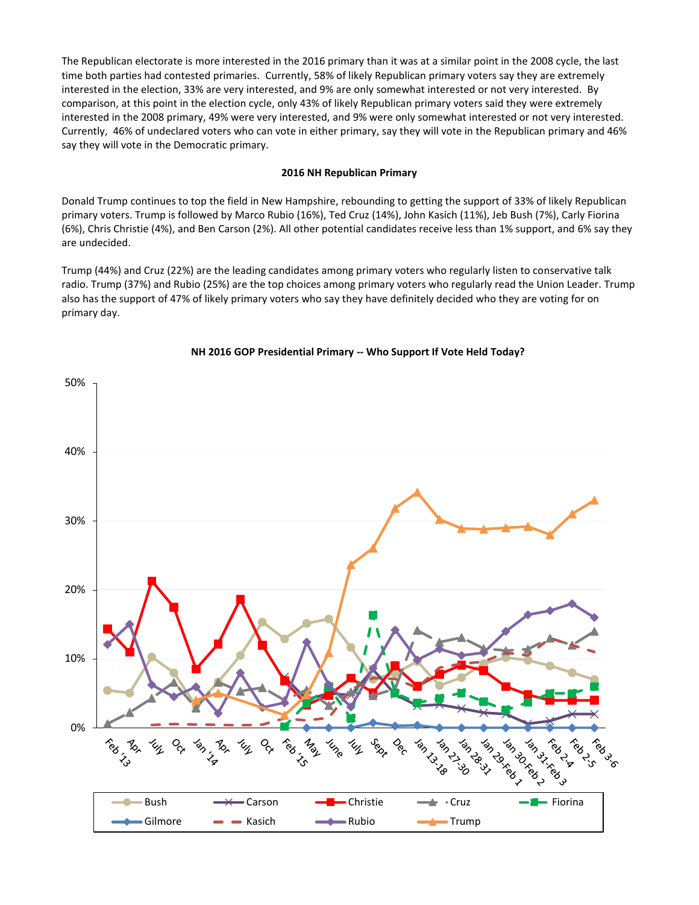The Republican electorate is more interested in the 2016 primary than it was at a similar point in the 2008 cycle, the last time both parties had contested primaries. Currently, 58% of likely Republican primary voters say they are extremely interested in the election, 33% are very interested, and 9% are only somewhat interested or not very interested. By comparison, at this point in the election cycle, only 43% of likely Republican primary voters said they were extremely interested in the 2008 primary, 49% were very interested, and 9% were only somewhat interested or not very interested. Currently, 46% of undeclared voters who can vote in either primary, say they will vote in the Republican primary and 46% say they will vote in the Democratic primary.

**2016 NH Republican Primary**

Donald Trump continues to top the field in New Hampshire, rebounding to getting the support of 33% of likely Republican primary voters. Trump is followed by Marco Rubio (16%), Ted Cruz (14%), John Kasich (11%), Jeb Bush (7%), Carly Fiorina (6%), Chris Christie (4%), and Ben Carson (2%). All other potential candidates receive less than 1% support, and 6% say they are undecided.

Trump (44%) and Cruz (22%) are the leading candidates among primary voters who regularly listen to conservative talk radio. Trump (37%) and Rubio (25%) are the top choices among primary voters who regularly read the Union Leader. Trump also has the support of 47% of likely primary voters who say they have definitely decided who they are voting for on primary day.

**NH 2016 GOP Presidential Primary -- Who Support If Vote Held Today?**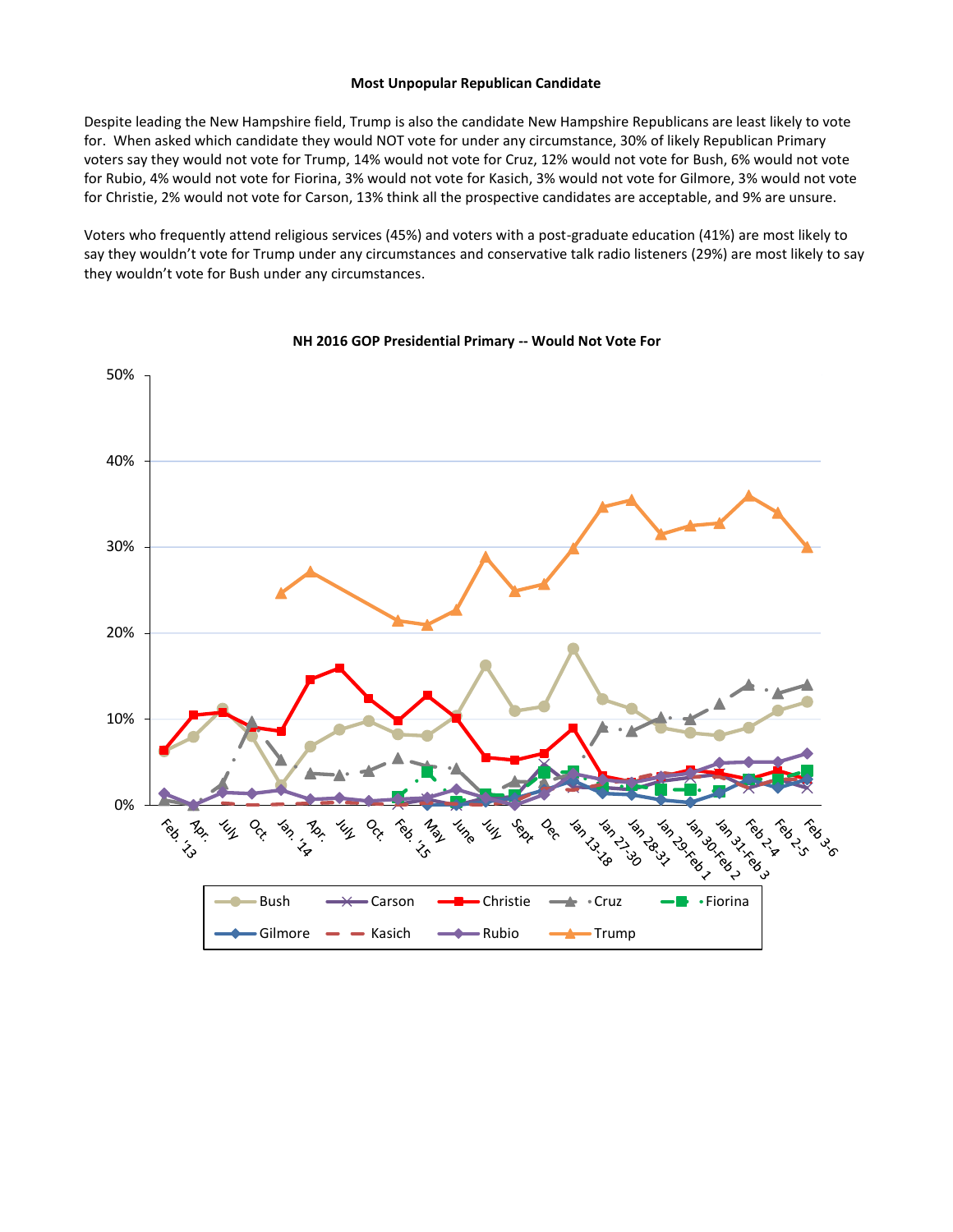**Most Unpopular Republican Candidate**

Despite leading the New Hampshire field, Trump is also the candidate New Hampshire Republicans are least likely to vote for. When asked which candidate they would NOT vote for under any circumstance, 30% of likely Republican Primary voters say they would not vote for Trump, 14% would not vote for Cruz, 12% would not vote for Bush, 6% would not vote for Rubio, 4% would not vote for Fiorina, 3% would not vote for Kasich, 3% would not vote for Gilmore, 3% would not vote for Christie, 2% would not vote for Carson, 13% think all the prospective candidates are acceptable, and 9% are unsure.

Voters who frequently attend religious services (45%) and voters with a post-graduate education (41%) are most likely to say they wouldn't vote for Trump under any circumstances and conservative talk radio listeners (29%) are most likely to say they wouldn't vote for Bush under any circumstances.

**NH 2016 GOP Presidential Primary -- Would Not Vote For**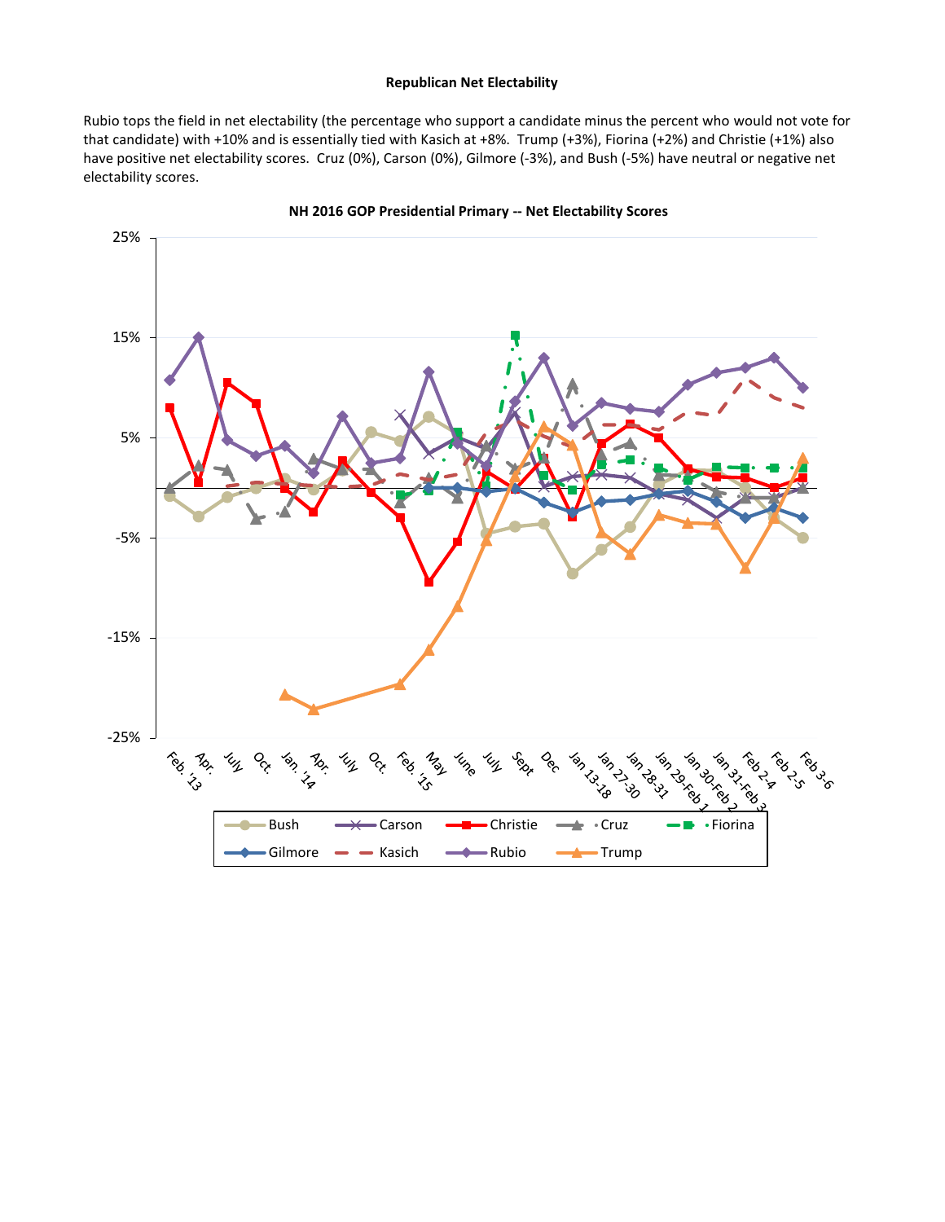**Republican Net Electability**

Rubio tops the field in net electability (the percentage who support a candidate minus the percent who would not vote for that candidate) with +10% and is essentially tied with Kasich at +8%. Trump (+3%), Fiorina (+2%) and Christie (+1%) also have positive net electability scores. Cruz (0%), Carson (0%), Gilmore (-3%), and Bush (-5%) have neutral or negative net electability scores.

**NH 2016 GOP Presidential Primary -- Net Electability Scores**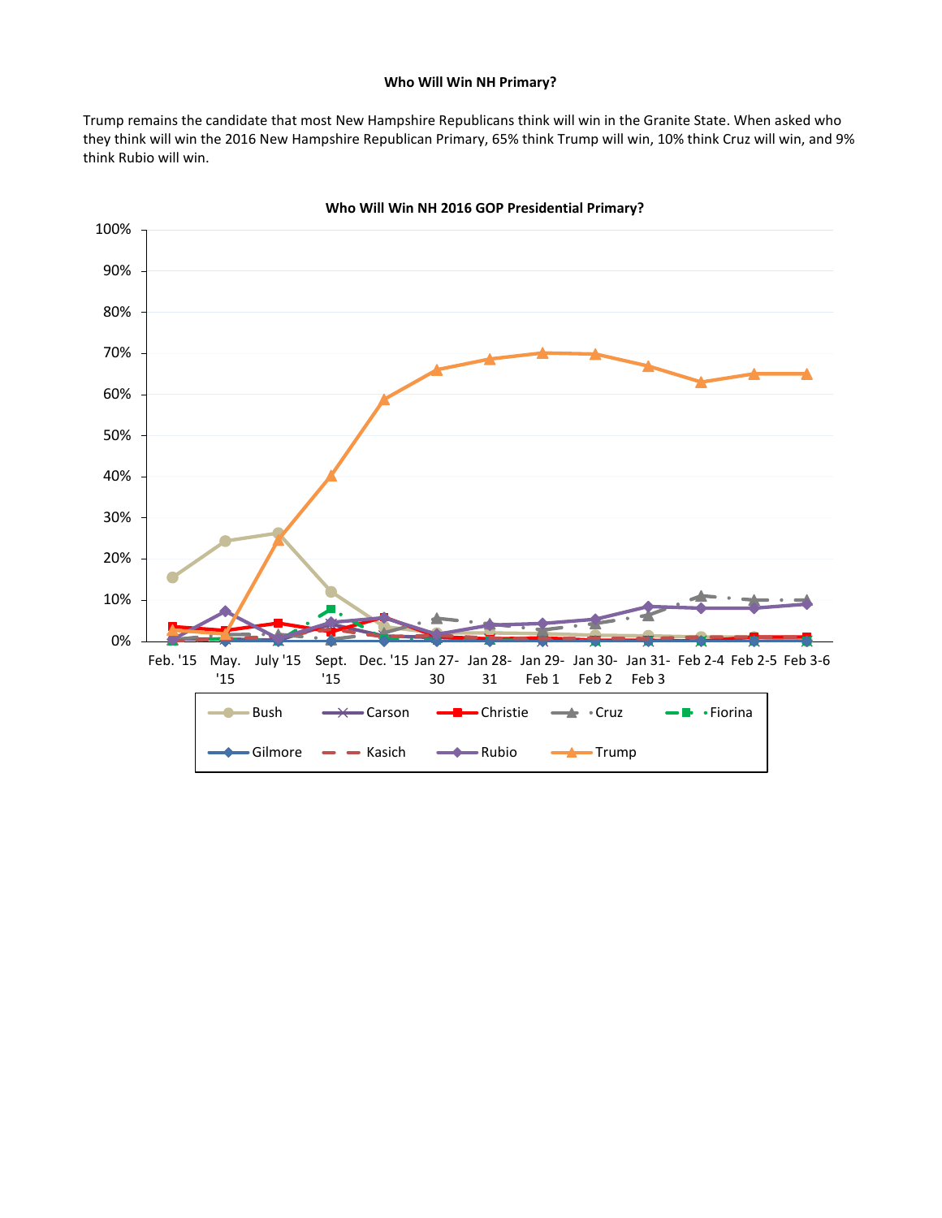**Who Will Win NH Primary?**

Trump remains the candidate that most New Hampshire Republicans think will win in the Granite State. When asked who they think will win the 2016 New Hampshire Republican Primary, 65% think Trump will win, 10% think Cruz will win, and 9% think Rubio will win.

**Who Will Win NH 2016 GOP Presidential Primary?**

100%
90%
80%
70%
60%
50%
40%
30%
20%
10%
0%

Feb. '15 | May. '15 | July '15 | Sept. '15 | Dec. '15 | Jan 27-30 | Jan 28-31 | Jan 29-Feb 1 | Jan 30-Feb 2 | Jan 31-Feb 3 | Feb 2-4 | Feb 2-5 | Feb 3-6

Bush | Carson | Christie | Cruz | Fiorina | Gilmore | Kasich | Rubio | Trump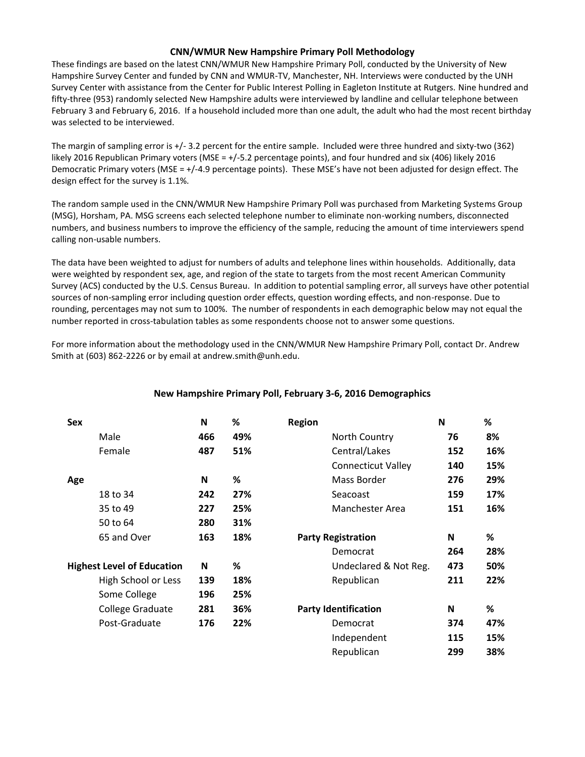## CNN/WMUR New Hampshire Primary Poll Methodology

These findings are based on the latest CNN/WMUR New Hampshire Primary Poll, conducted by the University of New Hampshire Survey Center and funded by CNN and WMUR-TV, Manchester, NH. Interviews were conducted by the UNH Survey Center with assistance from the Center for Public Interest Polling in Eagleton Institute at Rutgers. Nine hundred and fifty-three (953) randomly selected New Hampshire adults were interviewed by landline and cellular telephone between February 3 and February 6, 2016. If a household included more than one adult, the adult who had the most recent birthday was selected to be interviewed.

The margin of sampling error is +/- 3.2 percent for the entire sample. Included were three hundred and sixty-two (362) likely 2016 Republican Primary voters (MSE = +/-5.2 percentage points), and four hundred and six (406) likely 2016 Democratic Primary voters (MSE = +/-4.9 percentage points). These MSE's have not been adjusted for design effect. The design effect for the survey is 1.1%.

The random sample used in the CNN/WMUR New Hampshire Primary Poll was purchased from Marketing Systems Group (MSG), Horsham, PA. MSG screens each selected telephone number to eliminate non-working numbers, disconnected numbers, and business numbers to improve the efficiency of the sample, reducing the amount of time interviewers spend calling non-usable numbers.

The data have been weighted to adjust for numbers of adults and telephone lines within households. Additionally, data were weighted by respondent sex, age, and region of the state to targets from the most recent American Community Survey (ACS) conducted by the U.S. Census Bureau. In addition to potential sampling error, all surveys have other potential sources of non-sampling error including question order effects, question wording effects, and non-response. Due to rounding, percentages may not sum to 100%. The number of respondents in each demographic below may not equal the number reported in cross-tabulation tables as some respondents choose not to answer some questions.

For more information about the methodology used in the CNN/WMUR New Hampshire Primary Poll, contact Dr. Andrew Smith at (603) 862-2226 or by email at andrew.smith@unh.edu.

### New Hampshire Primary Poll, February 3-6, 2016 Demographics

| **Sex** | **N** | **%** |
|---|---|---|
| Male | **466** | **49%** |
| Female | **487** | **51%** |
| **Age** | **N** | **%** |
| 18 to 34 | **242** | **27%** |
| 35 to 49 | **227** | **25%** |
| 50 to 64 | **280** | **31%** |
| 65 and Over | **163** | **18%** |
| **Highest Level of Education** | **N** | **%** |
| High School or Less | **139** | **18%** |
| Some College | **196** | **25%** |
| College Graduate | **281** | **36%** |
| Post-Graduate | **176** | **22%** |

| **Region** | **N** | **%** |
|---|---|---|
| North Country | **76** | **8%** |
| Central/Lakes | **152** | **16%** |
| Connecticut Valley | **140** | **15%** |
| Mass Border | **276** | **29%** |
| Seacoast | **159** | **17%** |
| Manchester Area | **151** | **16%** |
| **Party Registration** | **N** | **%** |
| Democrat | **264** | **28%** |
| Undeclared & Not Reg. | **473** | **50%** |
| Republican | **211** | **22%** |
| **Party Identification** | **N** | **%** |
| Democrat | **374** | **47%** |
| Independent | **115** | **15%** |
| Republican | **299** | **38%** |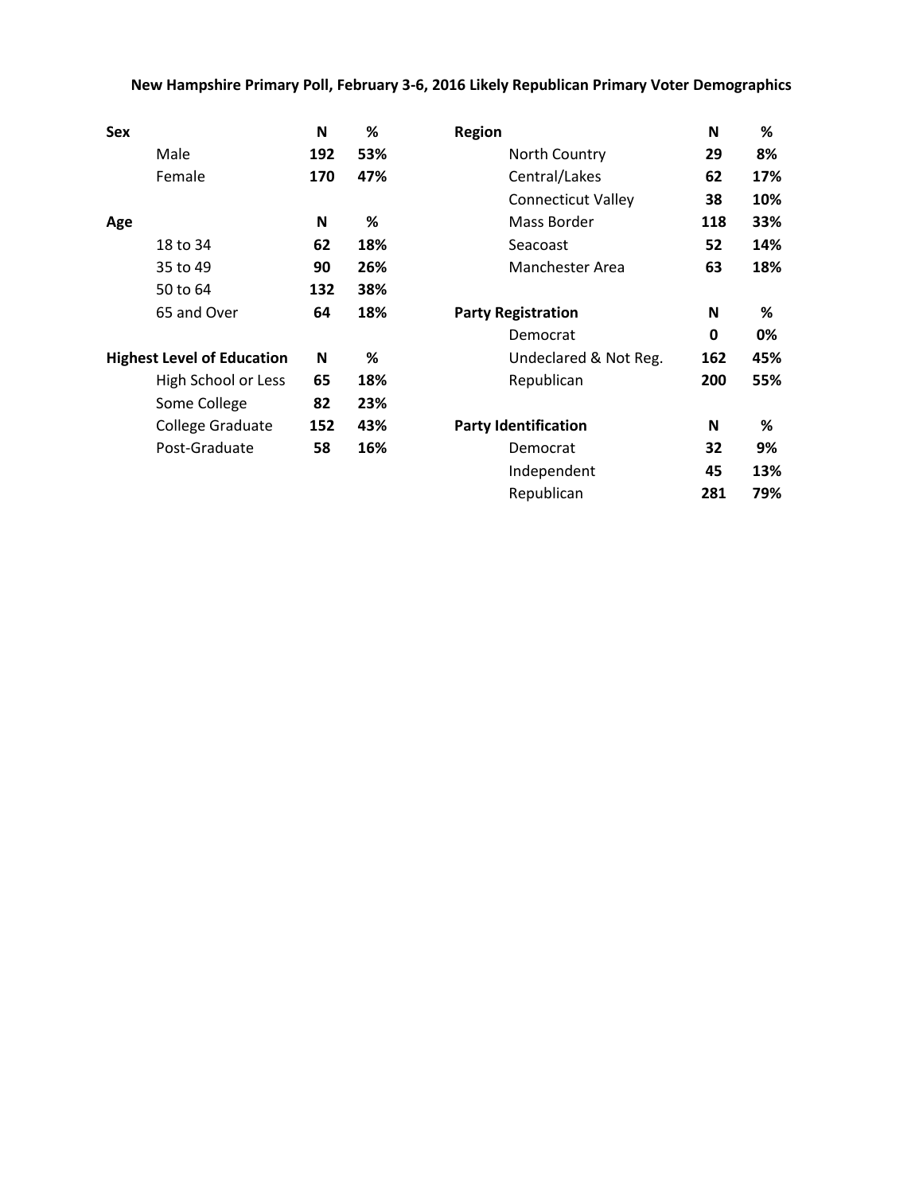**New Hampshire Primary Poll, February 3-6, 2016 Likely Republican Primary Voter Demographics**

| Sex | N | % |
|---|---|---|
| Male | 192 | 53% |
| Female | 170 | 47% |

| Age | N | % |
|---|---|---|
| 18 to 34 | 62 | 18% |
| 35 to 49 | 90 | 26% |
| 50 to 64 | 132 | 38% |
| 65 and Over | 64 | 18% |

| Highest Level of Education | N | % |
|---|---|---|
| High School or Less | 65 | 18% |
| Some College | 82 | 23% |
| College Graduate | 152 | 43% |
| Post-Graduate | 58 | 16% |

| Region | N | % |
|---|---|---|
| North Country | 29 | 8% |
| Central/Lakes | 62 | 17% |
| Connecticut Valley | 38 | 10% |
| Mass Border | 118 | 33% |
| Seacoast | 52 | 14% |
| Manchester Area | 63 | 18% |

| Party Registration | N | % |
|---|---|---|
| Democrat | 0 | 0% |
| Undeclared & Not Reg. | 162 | 45% |
| Republican | 200 | 55% |

| Party Identification | N | % |
|---|---|---|
| Democrat | 32 | 9% |
| Independent | 45 | 13% |
| Republican | 281 | 79% |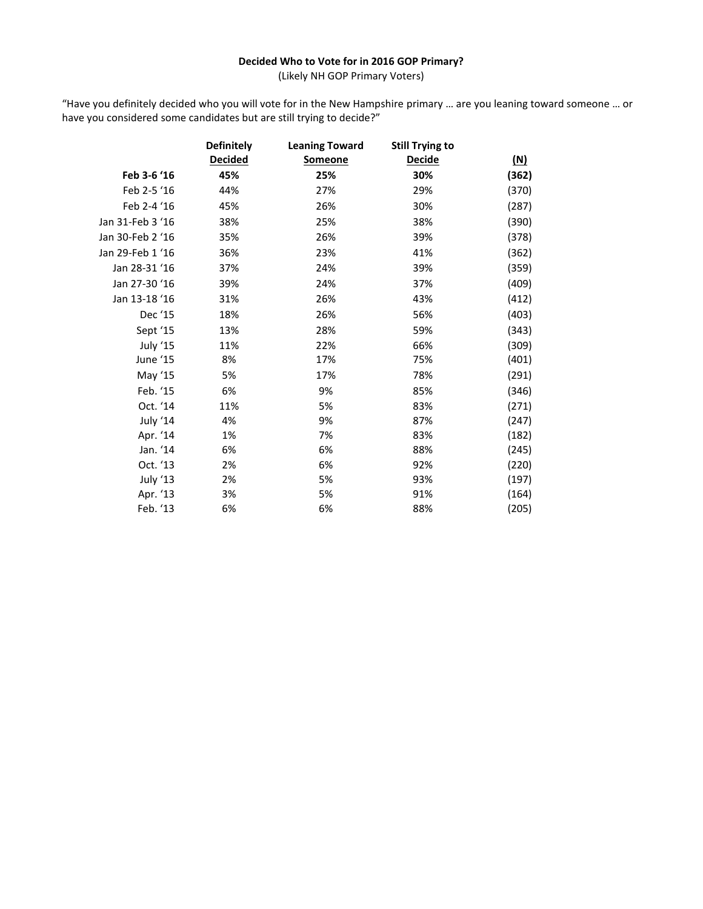**Decided Who to Vote for in 2016 GOP Primary?**
(Likely NH GOP Primary Voters)

"Have you definitely decided who you will vote for in the New Hampshire primary … are you leaning toward someone … or have you considered some candidates but are still trying to decide?"

| | Definitely Decided | Leaning Toward Someone | Still Trying to Decide | (N) |
|---|---|---|---|---|
| **Feb 3-6 '16** | **45%** | **25%** | **30%** | **(362)** |
| Feb 2-5 '16 | 44% | 27% | 29% | (370) |
| Feb 2-4 '16 | 45% | 26% | 30% | (287) |
| Jan 31-Feb 3 '16 | 38% | 25% | 38% | (390) |
| Jan 30-Feb 2 '16 | 35% | 26% | 39% | (378) |
| Jan 29-Feb 1 '16 | 36% | 23% | 41% | (362) |
| Jan 28-31 '16 | 37% | 24% | 39% | (359) |
| Jan 27-30 '16 | 39% | 24% | 37% | (409) |
| Jan 13-18 '16 | 31% | 26% | 43% | (412) |
| Dec '15 | 18% | 26% | 56% | (403) |
| Sept '15 | 13% | 28% | 59% | (343) |
| July '15 | 11% | 22% | 66% | (309) |
| June '15 | 8% | 17% | 75% | (401) |
| May '15 | 5% | 17% | 78% | (291) |
| Feb. '15 | 6% | 9% | 85% | (346) |
| Oct. '14 | 11% | 5% | 83% | (271) |
| July '14 | 4% | 9% | 87% | (247) |
| Apr. '14 | 1% | 7% | 83% | (182) |
| Jan. '14 | 6% | 6% | 88% | (245) |
| Oct. '13 | 2% | 6% | 92% | (220) |
| July '13 | 2% | 5% | 93% | (197) |
| Apr. '13 | 3% | 5% | 91% | (164) |
| Feb. '13 | 6% | 6% | 88% | (205) |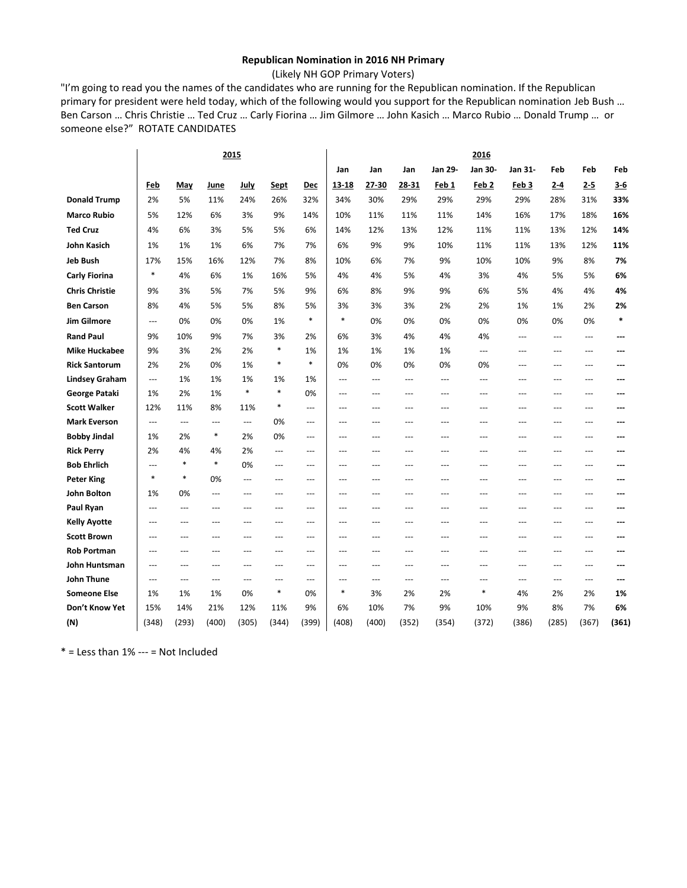**Republican Nomination in 2016 NH Primary**

(Likely NH GOP Primary Voters)

"I'm going to read you the names of the candidates who are running for the Republican nomination. If the Republican primary for president were held today, which of the following would you support for the Republican nomination Jeb Bush … Ben Carson … Chris Christie … Ted Cruz … Carly Fiorina … Jim Gilmore … John Kasich … Marco Rubio … Donald Trump … or someone else?" ROTATE CANDIDATES

| | 2015 | | | | | | 2016 | | | | | | | | |
|---|---|---|---|---|---|---|---|---|---|---|---|---|---|---|---|
| | Feb | May | June | July | Sept | Dec | Jan 13-18 | Jan 27-30 | Jan 28-31 | Jan 29-Feb 1 | Jan 30-Feb 2 | Jan 31-Feb 3 | Feb 2-4 | Feb 2-5 | Feb 3-6 |
| **Donald Trump** | 2% | 5% | 11% | 24% | 26% | 32% | 34% | 30% | 29% | 29% | 29% | 29% | 28% | 31% | **33%** |
| **Marco Rubio** | 5% | 12% | 6% | 3% | 9% | 14% | 10% | 11% | 11% | 11% | 14% | 16% | 17% | 18% | **16%** |
| **Ted Cruz** | 4% | 6% | 3% | 5% | 5% | 6% | 14% | 12% | 13% | 12% | 11% | 11% | 13% | 12% | **14%** |
| **John Kasich** | 1% | 1% | 1% | 6% | 7% | 7% | 6% | 9% | 9% | 10% | 11% | 11% | 13% | 12% | **11%** |
| **Jeb Bush** | 17% | 15% | 16% | 12% | 7% | 8% | 10% | 6% | 7% | 9% | 10% | 10% | 9% | 8% | **7%** |
| **Carly Fiorina** | * | 4% | 6% | 1% | 16% | 5% | 4% | 4% | 5% | 4% | 3% | 4% | 5% | 5% | **6%** |
| **Chris Christie** | 9% | 3% | 5% | 7% | 5% | 9% | 6% | 8% | 9% | 9% | 6% | 5% | 4% | 4% | **4%** |
| **Ben Carson** | 8% | 4% | 5% | 5% | 8% | 5% | 3% | 3% | 3% | 2% | 2% | 1% | 1% | 2% | **2%** |
| **Jim Gilmore** | --- | 0% | 0% | 0% | 1% | * | * | 0% | 0% | 0% | 0% | 0% | 0% | 0% | ***** |
| **Rand Paul** | 9% | 10% | 9% | 7% | 3% | 2% | 6% | 3% | 4% | 4% | 4% | --- | --- | --- | **---** |
| **Mike Huckabee** | 9% | 3% | 2% | 2% | * | 1% | 1% | 1% | 1% | 1% | --- | --- | --- | --- | **---** |
| **Rick Santorum** | 2% | 2% | 0% | 1% | * | * | 0% | 0% | 0% | 0% | 0% | --- | --- | --- | **---** |
| **Lindsey Graham** | --- | 1% | 1% | 1% | 1% | 1% | --- | --- | --- | --- | --- | --- | --- | --- | **---** |
| **George Pataki** | 1% | 2% | 1% | * | * | 0% | --- | --- | --- | --- | --- | --- | --- | --- | **---** |
| **Scott Walker** | 12% | 11% | 8% | 11% | * | --- | --- | --- | --- | --- | --- | --- | --- | --- | **---** |
| **Mark Everson** | --- | --- | --- | --- | 0% | --- | --- | --- | --- | --- | --- | --- | --- | --- | **---** |
| **Bobby Jindal** | 1% | 2% | * | 2% | 0% | --- | --- | --- | --- | --- | --- | --- | --- | --- | **---** |
| **Rick Perry** | 2% | 4% | 4% | 2% | --- | --- | --- | --- | --- | --- | --- | --- | --- | --- | **---** |
| **Bob Ehrlich** | --- | * | * | 0% | --- | --- | --- | --- | --- | --- | --- | --- | --- | --- | **---** |
| **Peter King** | * | * | 0% | --- | --- | --- | --- | --- | --- | --- | --- | --- | --- | --- | **---** |
| **John Bolton** | 1% | 0% | --- | --- | --- | --- | --- | --- | --- | --- | --- | --- | --- | --- | **---** |
| **Paul Ryan** | --- | --- | --- | --- | --- | --- | --- | --- | --- | --- | --- | --- | --- | --- | **---** |
| **Kelly Ayotte** | --- | --- | --- | --- | --- | --- | --- | --- | --- | --- | --- | --- | --- | --- | **---** |
| **Scott Brown** | --- | --- | --- | --- | --- | --- | --- | --- | --- | --- | --- | --- | --- | --- | **---** |
| **Rob Portman** | --- | --- | --- | --- | --- | --- | --- | --- | --- | --- | --- | --- | --- | --- | **---** |
| **John Huntsman** | --- | --- | --- | --- | --- | --- | --- | --- | --- | --- | --- | --- | --- | --- | **---** |
| **John Thune** | --- | --- | --- | --- | --- | --- | --- | --- | --- | --- | --- | --- | --- | --- | **---** |
| **Someone Else** | 1% | 1% | 1% | 0% | * | 0% | * | 3% | 2% | 2% | * | 4% | 2% | 2% | **1%** |
| **Don't Know Yet** | 15% | 14% | 21% | 12% | 11% | 9% | 6% | 10% | 7% | 9% | 10% | 9% | 8% | 7% | **6%** |
| **(N)** | (348) | (293) | (400) | (305) | (344) | (399) | (408) | (400) | (352) | (354) | (372) | (386) | (285) | (367) | **(361)** |

* = Less than 1% --- = Not Included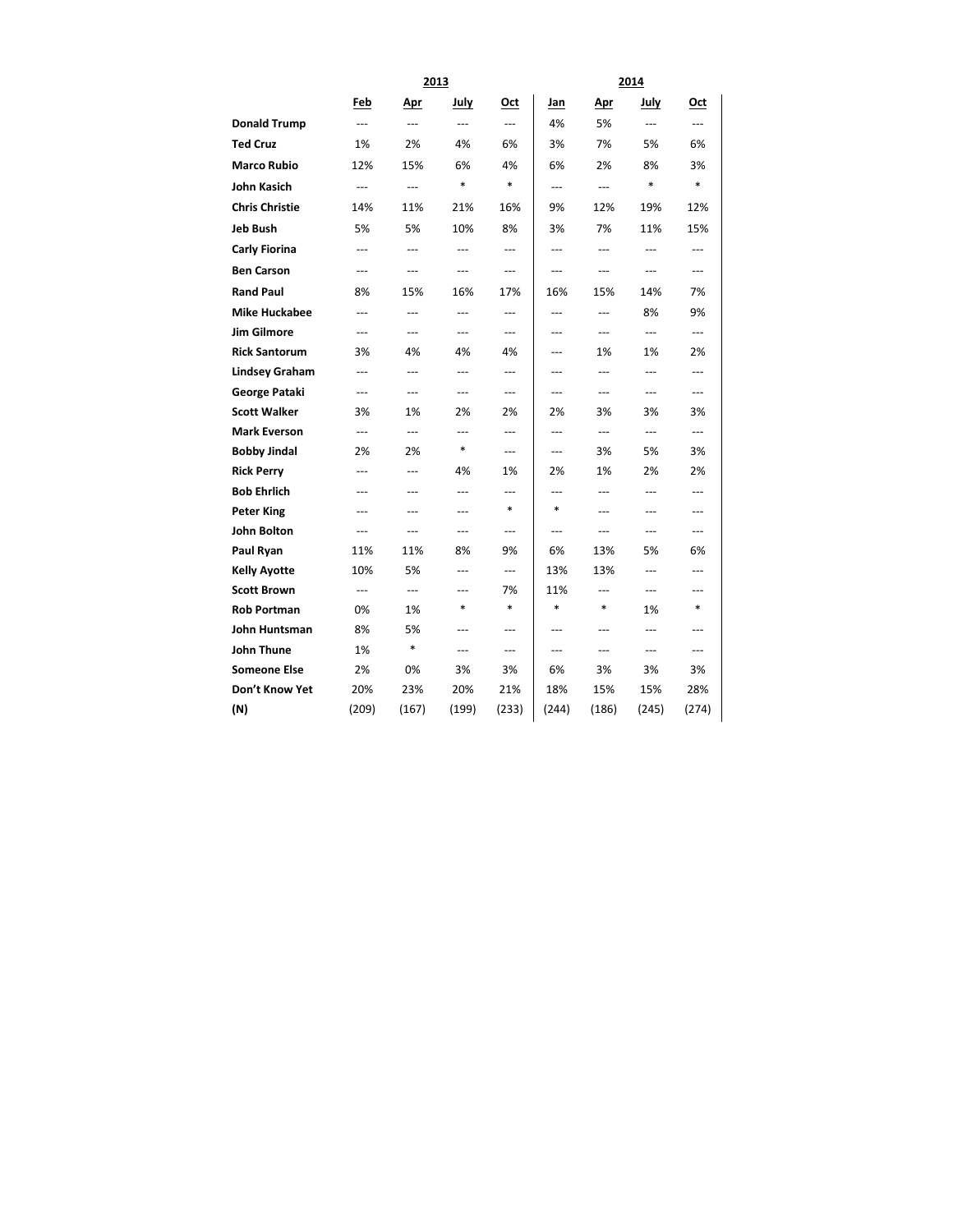| | 2013 | | | | 2014 | | | |
|---|---|---|---|---|---|---|---|---|
| | **Feb** | **Apr** | **July** | **Oct** | **Jan** | **Apr** | **July** | **Oct** |
| **Donald Trump** | --- | --- | --- | --- | 4% | 5% | --- | --- |
| **Ted Cruz** | 1% | 2% | 4% | 6% | 3% | 7% | 5% | 6% |
| **Marco Rubio** | 12% | 15% | 6% | 4% | 6% | 2% | 8% | 3% |
| **John Kasich** | --- | --- | * | * | --- | --- | * | * |
| **Chris Christie** | 14% | 11% | 21% | 16% | 9% | 12% | 19% | 12% |
| **Jeb Bush** | 5% | 5% | 10% | 8% | 3% | 7% | 11% | 15% |
| **Carly Fiorina** | --- | --- | --- | --- | --- | --- | --- | --- |
| **Ben Carson** | --- | --- | --- | --- | --- | --- | --- | --- |
| **Rand Paul** | 8% | 15% | 16% | 17% | 16% | 15% | 14% | 7% |
| **Mike Huckabee** | --- | --- | --- | --- | --- | --- | 8% | 9% |
| **Jim Gilmore** | --- | --- | --- | --- | --- | --- | --- | --- |
| **Rick Santorum** | 3% | 4% | 4% | 4% | --- | 1% | 1% | 2% |
| **Lindsey Graham** | --- | --- | --- | --- | --- | --- | --- | --- |
| **George Pataki** | --- | --- | --- | --- | --- | --- | --- | --- |
| **Scott Walker** | 3% | 1% | 2% | 2% | 2% | 3% | 3% | 3% |
| **Mark Everson** | --- | --- | --- | --- | --- | --- | --- | --- |
| **Bobby Jindal** | 2% | 2% | * | --- | --- | 3% | 5% | 3% |
| **Rick Perry** | --- | --- | 4% | 1% | 2% | 1% | 2% | 2% |
| **Bob Ehrlich** | --- | --- | --- | --- | --- | --- | --- | --- |
| **Peter King** | --- | --- | --- | * | * | --- | --- | --- |
| **John Bolton** | --- | --- | --- | --- | --- | --- | --- | --- |
| **Paul Ryan** | 11% | 11% | 8% | 9% | 6% | 13% | 5% | 6% |
| **Kelly Ayotte** | 10% | 5% | --- | --- | 13% | 13% | --- | --- |
| **Scott Brown** | --- | --- | --- | 7% | 11% | --- | --- | --- |
| **Rob Portman** | 0% | 1% | * | * | * | * | 1% | * |
| **John Huntsman** | 8% | 5% | --- | --- | --- | --- | --- | --- |
| **John Thune** | 1% | * | --- | --- | --- | --- | --- | --- |
| **Someone Else** | 2% | 0% | 3% | 3% | 6% | 3% | 3% | 3% |
| **Don't Know Yet** | 20% | 23% | 20% | 21% | 18% | 15% | 15% | 28% |
| **(N)** | (209) | (167) | (199) | (233) | (244) | (186) | (245) | (274) |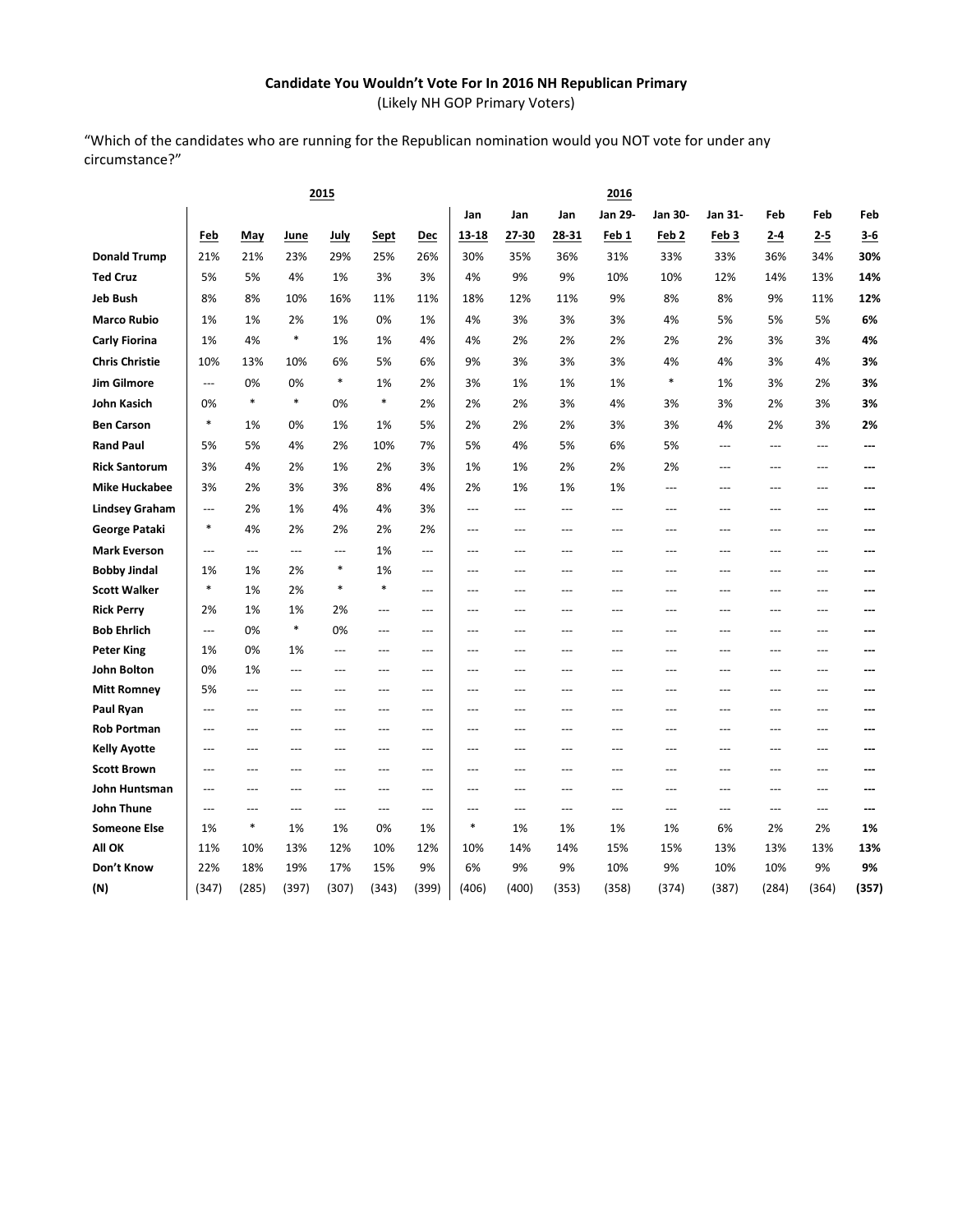**Candidate You Wouldn't Vote For In 2016 NH Republican Primary**

(Likely NH GOP Primary Voters)

"Which of the candidates who are running for the Republican nomination would you NOT vote for under any circumstance?"

| | 2015 | | | | | | 2016 | | | | | | | | |
|---|---|---|---|---|---|---|---|---|---|---|---|---|---|---|---|
| | Feb | May | June | July | Sept | Dec | Jan 13-18 | Jan 27-30 | Jan 28-31 | Jan 29-Feb 1 | Jan 30-Feb 2 | Jan 31-Feb 3 | Feb 2-4 | Feb 2-5 | Feb 3-6 |
| **Donald Trump** | 21% | 21% | 23% | 29% | 25% | 26% | 30% | 35% | 36% | 31% | 33% | 33% | 36% | 34% | **30%** |
| **Ted Cruz** | 5% | 5% | 4% | 1% | 3% | 3% | 4% | 9% | 9% | 10% | 10% | 12% | 14% | 13% | **14%** |
| **Jeb Bush** | 8% | 8% | 10% | 16% | 11% | 11% | 18% | 12% | 11% | 9% | 8% | 8% | 9% | 11% | **12%** |
| **Marco Rubio** | 1% | 1% | 2% | 1% | 0% | 1% | 4% | 3% | 3% | 3% | 4% | 5% | 5% | 5% | **6%** |
| **Carly Fiorina** | 1% | 4% | * | 1% | 1% | 4% | 4% | 2% | 2% | 2% | 2% | 2% | 3% | 3% | **4%** |
| **Chris Christie** | 10% | 13% | 10% | 6% | 5% | 6% | 9% | 3% | 3% | 3% | 4% | 4% | 3% | 4% | **3%** |
| **Jim Gilmore** | --- | 0% | 0% | * | 1% | 2% | 3% | 1% | 1% | 1% | * | 1% | 3% | 2% | **3%** |
| **John Kasich** | 0% | * | * | 0% | * | 2% | 2% | 2% | 3% | 4% | 3% | 3% | 2% | 3% | **3%** |
| **Ben Carson** | * | 1% | 0% | 1% | 1% | 5% | 2% | 2% | 2% | 3% | 3% | 4% | 2% | 3% | **2%** |
| **Rand Paul** | 5% | 5% | 4% | 2% | 10% | 7% | 5% | 4% | 5% | 6% | 5% | --- | --- | --- | **---** |
| **Rick Santorum** | 3% | 4% | 2% | 1% | 2% | 3% | 1% | 1% | 2% | 2% | 2% | --- | --- | --- | **---** |
| **Mike Huckabee** | 3% | 2% | 3% | 3% | 8% | 4% | 2% | 1% | 1% | 1% | --- | --- | --- | --- | **---** |
| **Lindsey Graham** | --- | 2% | 1% | 4% | 4% | 3% | --- | --- | --- | --- | --- | --- | --- | --- | **---** |
| **George Pataki** | * | 4% | 2% | 2% | 2% | 2% | --- | --- | --- | --- | --- | --- | --- | --- | **---** |
| **Mark Everson** | --- | --- | --- | --- | 1% | --- | --- | --- | --- | --- | --- | --- | --- | --- | **---** |
| **Bobby Jindal** | 1% | 1% | 2% | * | 1% | --- | --- | --- | --- | --- | --- | --- | --- | --- | **---** |
| **Scott Walker** | * | 1% | 2% | * | * | --- | --- | --- | --- | --- | --- | --- | --- | --- | **---** |
| **Rick Perry** | 2% | 1% | 1% | 2% | --- | --- | --- | --- | --- | --- | --- | --- | --- | --- | **---** |
| **Bob Ehrlich** | --- | 0% | * | 0% | --- | --- | --- | --- | --- | --- | --- | --- | --- | --- | **---** |
| **Peter King** | 1% | 0% | 1% | --- | --- | --- | --- | --- | --- | --- | --- | --- | --- | --- | **---** |
| **John Bolton** | 0% | 1% | --- | --- | --- | --- | --- | --- | --- | --- | --- | --- | --- | --- | **---** |
| **Mitt Romney** | 5% | --- | --- | --- | --- | --- | --- | --- | --- | --- | --- | --- | --- | --- | **---** |
| **Paul Ryan** | --- | --- | --- | --- | --- | --- | --- | --- | --- | --- | --- | --- | --- | --- | **---** |
| **Rob Portman** | --- | --- | --- | --- | --- | --- | --- | --- | --- | --- | --- | --- | --- | --- | **---** |
| **Kelly Ayotte** | --- | --- | --- | --- | --- | --- | --- | --- | --- | --- | --- | --- | --- | --- | **---** |
| **Scott Brown** | --- | --- | --- | --- | --- | --- | --- | --- | --- | --- | --- | --- | --- | --- | **---** |
| **John Huntsman** | --- | --- | --- | --- | --- | --- | --- | --- | --- | --- | --- | --- | --- | --- | **---** |
| **John Thune** | --- | --- | --- | --- | --- | --- | --- | --- | --- | --- | --- | --- | --- | --- | **---** |
| **Someone Else** | 1% | * | 1% | 1% | 0% | 1% | * | 1% | 1% | 1% | 1% | 6% | 2% | 2% | **1%** |
| **All OK** | 11% | 10% | 13% | 12% | 10% | 12% | 10% | 14% | 14% | 15% | 15% | 13% | 13% | 13% | **13%** |
| **Don't Know** | 22% | 18% | 19% | 17% | 15% | 9% | 6% | 9% | 9% | 10% | 9% | 10% | 10% | 9% | **9%** |
| **(N)** | (347) | (285) | (397) | (307) | (343) | (399) | (406) | (400) | (353) | (358) | (374) | (387) | (284) | (364) | **(357)** |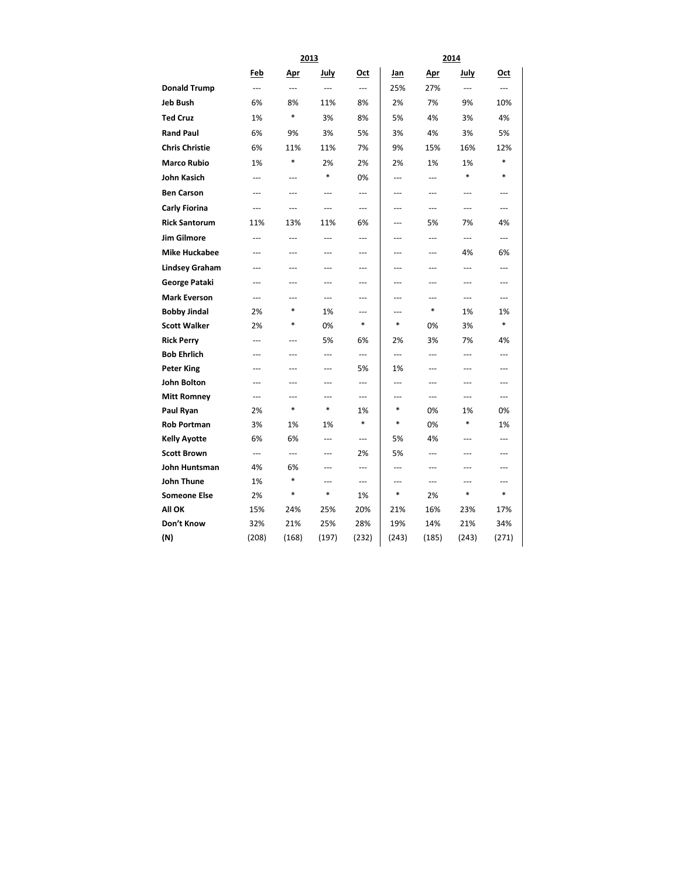| | 2013 | | | | 2014 | | | |
|---|---|---|---|---|---|---|---|---|
| | Feb | Apr | July | Oct | Jan | Apr | July | Oct |
| **Donald Trump** | --- | --- | --- | --- | 25% | 27% | --- | --- |
| **Jeb Bush** | 6% | 8% | 11% | 8% | 2% | 7% | 9% | 10% |
| **Ted Cruz** | 1% | * | 3% | 8% | 5% | 4% | 3% | 4% |
| **Rand Paul** | 6% | 9% | 3% | 5% | 3% | 4% | 3% | 5% |
| **Chris Christie** | 6% | 11% | 11% | 7% | 9% | 15% | 16% | 12% |
| **Marco Rubio** | 1% | * | 2% | 2% | 2% | 1% | 1% | * |
| **John Kasich** | --- | --- | * | 0% | --- | --- | * | * |
| **Ben Carson** | --- | --- | --- | --- | --- | --- | --- | --- |
| **Carly Fiorina** | --- | --- | --- | --- | --- | --- | --- | --- |
| **Rick Santorum** | 11% | 13% | 11% | 6% | --- | 5% | 7% | 4% |
| **Jim Gilmore** | --- | --- | --- | --- | --- | --- | --- | --- |
| **Mike Huckabee** | --- | --- | --- | --- | --- | --- | 4% | 6% |
| **Lindsey Graham** | --- | --- | --- | --- | --- | --- | --- | --- |
| **George Pataki** | --- | --- | --- | --- | --- | --- | --- | --- |
| **Mark Everson** | --- | --- | --- | --- | --- | --- | --- | --- |
| **Bobby Jindal** | 2% | * | 1% | --- | --- | * | 1% | 1% |
| **Scott Walker** | 2% | * | 0% | * | * | 0% | 3% | * |
| **Rick Perry** | --- | --- | 5% | 6% | 2% | 3% | 7% | 4% |
| **Bob Ehrlich** | --- | --- | --- | --- | --- | --- | --- | --- |
| **Peter King** | --- | --- | --- | 5% | 1% | --- | --- | --- |
| **John Bolton** | --- | --- | --- | --- | --- | --- | --- | --- |
| **Mitt Romney** | --- | --- | --- | --- | --- | --- | --- | --- |
| **Paul Ryan** | 2% | * | * | 1% | * | 0% | 1% | 0% |
| **Rob Portman** | 3% | 1% | 1% | * | * | 0% | * | 1% |
| **Kelly Ayotte** | 6% | 6% | --- | --- | 5% | 4% | --- | --- |
| **Scott Brown** | --- | --- | --- | 2% | 5% | --- | --- | --- |
| **John Huntsman** | 4% | 6% | --- | --- | --- | --- | --- | --- |
| **John Thune** | 1% | * | --- | --- | --- | --- | --- | --- |
| **Someone Else** | 2% | * | * | 1% | * | 2% | * | * |
| **All OK** | 15% | 24% | 25% | 20% | 21% | 16% | 23% | 17% |
| **Don't Know** | 32% | 21% | 25% | 28% | 19% | 14% | 21% | 34% |
| **(N)** | (208) | (168) | (197) | (232) | (243) | (185) | (243) | (271) |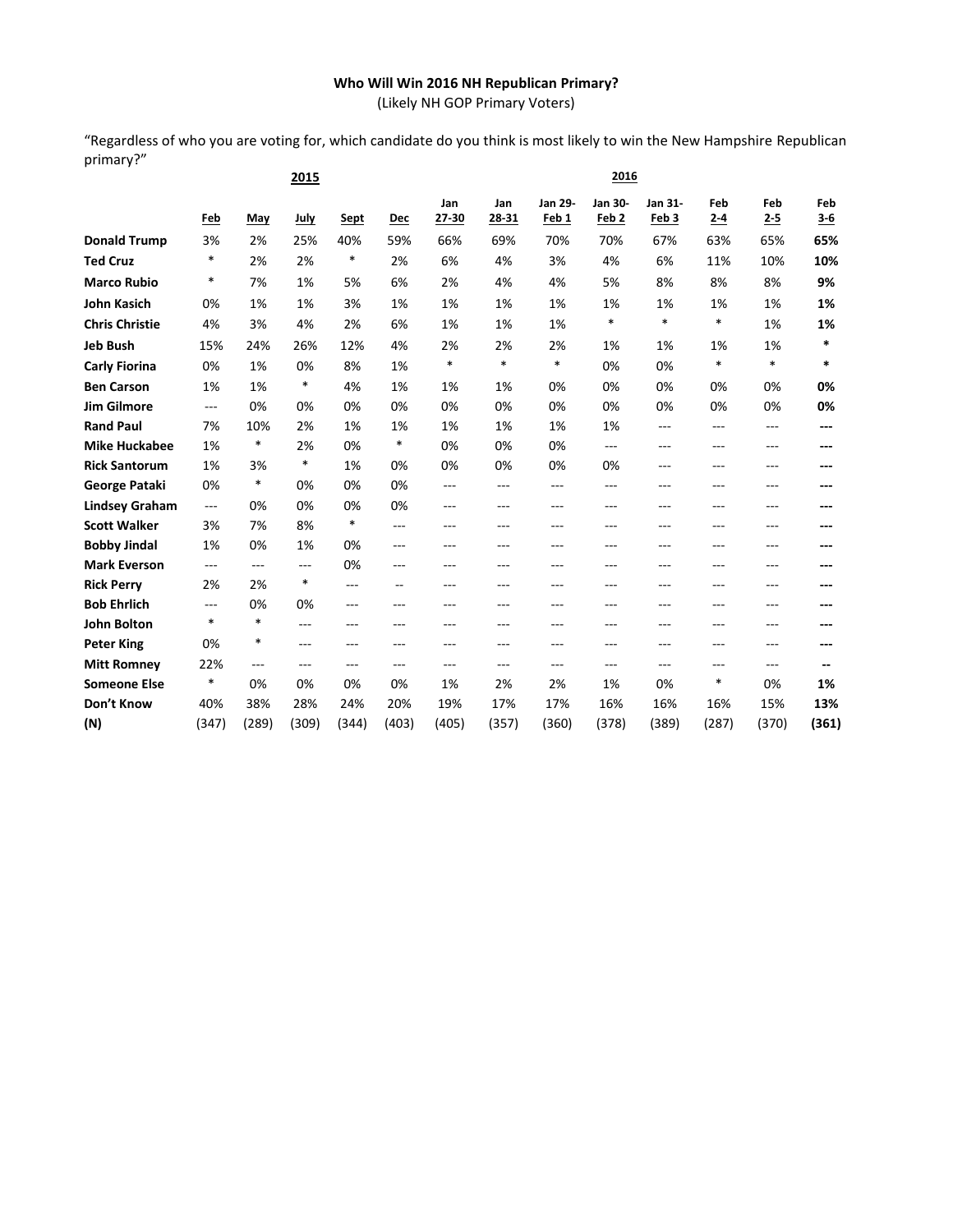**Who Will Win 2016 NH Republican Primary?**

(Likely NH GOP Primary Voters)

"Regardless of who you are voting for, which candidate do you think is most likely to win the New Hampshire Republican primary?"

| | 2015 | | | | | 2016 | | | | | | | |
|---|---|---|---|---|---|---|---|---|---|---|---|---|---|
| | Feb | May | July | Sept | Dec | Jan 27-30 | Jan 28-31 | Jan 29-Feb 1 | Jan 30-Feb 2 | Jan 31-Feb 3 | Feb 2-4 | Feb 2-5 | **Feb 3-6** |
| **Donald Trump** | 3% | 2% | 25% | 40% | 59% | 66% | 69% | 70% | 70% | 67% | 63% | 65% | **65%** |
| **Ted Cruz** | * | 2% | 2% | * | 2% | 6% | 4% | 3% | 4% | 6% | 11% | 10% | **10%** |
| **Marco Rubio** | * | 7% | 1% | 5% | 6% | 2% | 4% | 4% | 5% | 8% | 8% | 8% | **9%** |
| **John Kasich** | 0% | 1% | 1% | 3% | 1% | 1% | 1% | 1% | 1% | 1% | 1% | 1% | **1%** |
| **Chris Christie** | 4% | 3% | 4% | 2% | 6% | 1% | 1% | 1% | * | * | * | 1% | **1%** |
| **Jeb Bush** | 15% | 24% | 26% | 12% | 4% | 2% | 2% | 2% | 1% | 1% | 1% | 1% | ***** |
| **Carly Fiorina** | 0% | 1% | 0% | 8% | 1% | * | * | * | 0% | 0% | * | * | ***** |
| **Ben Carson** | 1% | 1% | * | 4% | 1% | 1% | 1% | 0% | 0% | 0% | 0% | 0% | **0%** |
| **Jim Gilmore** | --- | 0% | 0% | 0% | 0% | 0% | 0% | 0% | 0% | 0% | 0% | 0% | **0%** |
| **Rand Paul** | 7% | 10% | 2% | 1% | 1% | 1% | 1% | 1% | 1% | --- | --- | --- | **---** |
| **Mike Huckabee** | 1% | * | 2% | 0% | * | 0% | 0% | 0% | --- | --- | --- | --- | **---** |
| **Rick Santorum** | 1% | 3% | * | 1% | 0% | 0% | 0% | 0% | 0% | --- | --- | --- | **---** |
| **George Pataki** | 0% | * | 0% | 0% | 0% | --- | --- | --- | --- | --- | --- | --- | **---** |
| **Lindsey Graham** | --- | 0% | 0% | 0% | 0% | --- | --- | --- | --- | --- | --- | --- | **---** |
| **Scott Walker** | 3% | 7% | 8% | * | --- | --- | --- | --- | --- | --- | --- | --- | **---** |
| **Bobby Jindal** | 1% | 0% | 1% | 0% | --- | --- | --- | --- | --- | --- | --- | --- | **---** |
| **Mark Everson** | --- | --- | --- | 0% | --- | --- | --- | --- | --- | --- | --- | --- | **---** |
| **Rick Perry** | 2% | 2% | * | --- | -- | --- | --- | --- | --- | --- | --- | --- | **---** |
| **Bob Ehrlich** | --- | 0% | 0% | --- | --- | --- | --- | --- | --- | --- | --- | --- | **---** |
| **John Bolton** | * | * | --- | --- | --- | --- | --- | --- | --- | --- | --- | --- | **---** |
| **Peter King** | 0% | * | --- | --- | --- | --- | --- | --- | --- | --- | --- | --- | **---** |
| **Mitt Romney** | 22% | --- | --- | --- | --- | --- | --- | --- | --- | --- | --- | --- | **--** |
| **Someone Else** | * | 0% | 0% | 0% | 0% | 1% | 2% | 2% | 1% | 0% | * | 0% | **1%** |
| **Don't Know** | 40% | 38% | 28% | 24% | 20% | 19% | 17% | 17% | 16% | 16% | 16% | 15% | **13%** |
| **(N)** | (347) | (289) | (309) | (344) | (403) | (405) | (357) | (360) | (378) | (389) | (287) | (370) | **(361)** |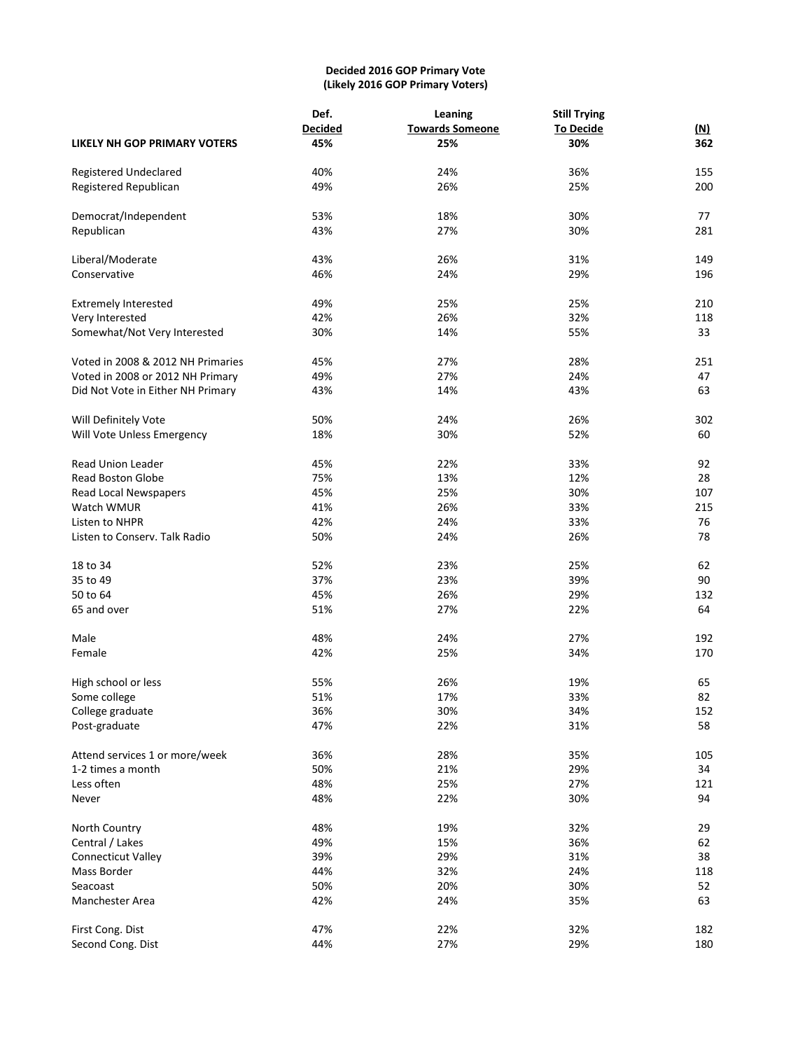**Decided 2016 GOP Primary Vote**
**(Likely 2016 GOP Primary Voters)**

| | Def. Decided | Leaning Towards Someone | Still Trying To Decide | (N) |
|---|---|---|---|---|
| **LIKELY NH GOP PRIMARY VOTERS** | **45%** | **25%** | **30%** | **362** |
| Registered Undeclared | 40% | 24% | 36% | 155 |
| Registered Republican | 49% | 26% | 25% | 200 |
| Democrat/Independent | 53% | 18% | 30% | 77 |
| Republican | 43% | 27% | 30% | 281 |
| Liberal/Moderate | 43% | 26% | 31% | 149 |
| Conservative | 46% | 24% | 29% | 196 |
| Extremely Interested | 49% | 25% | 25% | 210 |
| Very Interested | 42% | 26% | 32% | 118 |
| Somewhat/Not Very Interested | 30% | 14% | 55% | 33 |
| Voted in 2008 & 2012 NH Primaries | 45% | 27% | 28% | 251 |
| Voted in 2008 or 2012 NH Primary | 49% | 27% | 24% | 47 |
| Did Not Vote in Either NH Primary | 43% | 14% | 43% | 63 |
| Will Definitely Vote | 50% | 24% | 26% | 302 |
| Will Vote Unless Emergency | 18% | 30% | 52% | 60 |
| Read Union Leader | 45% | 22% | 33% | 92 |
| Read Boston Globe | 75% | 13% | 12% | 28 |
| Read Local Newspapers | 45% | 25% | 30% | 107 |
| Watch WMUR | 41% | 26% | 33% | 215 |
| Listen to NHPR | 42% | 24% | 33% | 76 |
| Listen to Conserv. Talk Radio | 50% | 24% | 26% | 78 |
| 18 to 34 | 52% | 23% | 25% | 62 |
| 35 to 49 | 37% | 23% | 39% | 90 |
| 50 to 64 | 45% | 26% | 29% | 132 |
| 65 and over | 51% | 27% | 22% | 64 |
| Male | 48% | 24% | 27% | 192 |
| Female | 42% | 25% | 34% | 170 |
| High school or less | 55% | 26% | 19% | 65 |
| Some college | 51% | 17% | 33% | 82 |
| College graduate | 36% | 30% | 34% | 152 |
| Post-graduate | 47% | 22% | 31% | 58 |
| Attend services 1 or more/week | 36% | 28% | 35% | 105 |
| 1-2 times a month | 50% | 21% | 29% | 34 |
| Less often | 48% | 25% | 27% | 121 |
| Never | 48% | 22% | 30% | 94 |
| North Country | 48% | 19% | 32% | 29 |
| Central / Lakes | 49% | 15% | 36% | 62 |
| Connecticut Valley | 39% | 29% | 31% | 38 |
| Mass Border | 44% | 32% | 24% | 118 |
| Seacoast | 50% | 20% | 30% | 52 |
| Manchester Area | 42% | 24% | 35% | 63 |
| First Cong. Dist | 47% | 22% | 32% | 182 |
| Second Cong. Dist | 44% | 27% | 29% | 180 |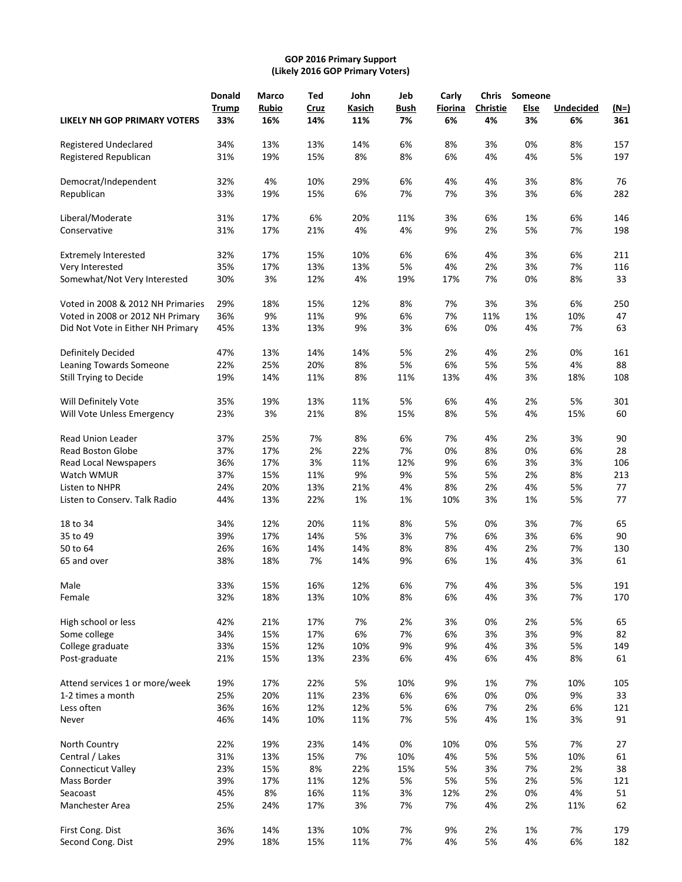**GOP 2016 Primary Support**
**(Likely 2016 GOP Primary Voters)**

| | Donald Trump | Marco Rubio | Ted Cruz | John Kasich | Jeb Bush | Carly Fiorina | Chris Christie | Someone Else | Undecided | (N=) |
|---|---|---|---|---|---|---|---|---|---|---|
| **LIKELY NH GOP PRIMARY VOTERS** | **33%** | **16%** | **14%** | **11%** | **7%** | **6%** | **4%** | **3%** | **6%** | **361** |
| Registered Undeclared | 34% | 13% | 13% | 14% | 6% | 8% | 3% | 0% | 8% | 157 |
| Registered Republican | 31% | 19% | 15% | 8% | 8% | 6% | 4% | 4% | 5% | 197 |
| Democrat/Independent | 32% | 4% | 10% | 29% | 6% | 4% | 4% | 3% | 8% | 76 |
| Republican | 33% | 19% | 15% | 6% | 7% | 7% | 3% | 3% | 6% | 282 |
| Liberal/Moderate | 31% | 17% | 6% | 20% | 11% | 3% | 6% | 1% | 6% | 146 |
| Conservative | 31% | 17% | 21% | 4% | 4% | 9% | 2% | 5% | 7% | 198 |
| Extremely Interested | 32% | 17% | 15% | 10% | 6% | 6% | 4% | 3% | 6% | 211 |
| Very Interested | 35% | 17% | 13% | 13% | 5% | 4% | 2% | 3% | 7% | 116 |
| Somewhat/Not Very Interested | 30% | 3% | 12% | 4% | 19% | 17% | 7% | 0% | 8% | 33 |
| Voted in 2008 & 2012 NH Primaries | 29% | 18% | 15% | 12% | 8% | 7% | 3% | 3% | 6% | 250 |
| Voted in 2008 or 2012 NH Primary | 36% | 9% | 11% | 9% | 6% | 7% | 11% | 1% | 10% | 47 |
| Did Not Vote in Either NH Primary | 45% | 13% | 13% | 9% | 3% | 6% | 0% | 4% | 7% | 63 |
| Definitely Decided | 47% | 13% | 14% | 14% | 5% | 2% | 4% | 2% | 0% | 161 |
| Leaning Towards Someone | 22% | 25% | 20% | 8% | 5% | 6% | 5% | 5% | 4% | 88 |
| Still Trying to Decide | 19% | 14% | 11% | 8% | 11% | 13% | 4% | 3% | 18% | 108 |
| Will Definitely Vote | 35% | 19% | 13% | 11% | 5% | 6% | 4% | 2% | 5% | 301 |
| Will Vote Unless Emergency | 23% | 3% | 21% | 8% | 15% | 8% | 5% | 4% | 15% | 60 |
| Read Union Leader | 37% | 25% | 7% | 8% | 6% | 7% | 4% | 2% | 3% | 90 |
| Read Boston Globe | 37% | 17% | 2% | 22% | 7% | 0% | 8% | 0% | 6% | 28 |
| Read Local Newspapers | 36% | 17% | 3% | 11% | 12% | 9% | 6% | 3% | 3% | 106 |
| Watch WMUR | 37% | 15% | 11% | 9% | 9% | 5% | 5% | 2% | 8% | 213 |
| Listen to NHPR | 24% | 20% | 13% | 21% | 4% | 8% | 2% | 4% | 5% | 77 |
| Listen to Conserv. Talk Radio | 44% | 13% | 22% | 1% | 1% | 10% | 3% | 1% | 5% | 77 |
| 18 to 34 | 34% | 12% | 20% | 11% | 8% | 5% | 0% | 3% | 7% | 65 |
| 35 to 49 | 39% | 17% | 14% | 5% | 3% | 7% | 6% | 3% | 6% | 90 |
| 50 to 64 | 26% | 16% | 14% | 14% | 8% | 8% | 4% | 2% | 7% | 130 |
| 65 and over | 38% | 18% | 7% | 14% | 9% | 6% | 1% | 4% | 3% | 61 |
| Male | 33% | 15% | 16% | 12% | 6% | 7% | 4% | 3% | 5% | 191 |
| Female | 32% | 18% | 13% | 10% | 8% | 6% | 4% | 3% | 7% | 170 |
| High school or less | 42% | 21% | 17% | 7% | 2% | 3% | 0% | 2% | 5% | 65 |
| Some college | 34% | 15% | 17% | 6% | 7% | 6% | 3% | 3% | 9% | 82 |
| College graduate | 33% | 15% | 12% | 10% | 9% | 9% | 4% | 3% | 5% | 149 |
| Post-graduate | 21% | 15% | 13% | 23% | 6% | 4% | 6% | 4% | 8% | 61 |
| Attend services 1 or more/week | 19% | 17% | 22% | 5% | 10% | 9% | 1% | 7% | 10% | 105 |
| 1-2 times a month | 25% | 20% | 11% | 23% | 6% | 6% | 0% | 0% | 9% | 33 |
| Less often | 36% | 16% | 12% | 12% | 5% | 6% | 7% | 2% | 6% | 121 |
| Never | 46% | 14% | 10% | 11% | 7% | 5% | 4% | 1% | 3% | 91 |
| North Country | 22% | 19% | 23% | 14% | 0% | 10% | 0% | 5% | 7% | 27 |
| Central / Lakes | 31% | 13% | 15% | 7% | 10% | 4% | 5% | 5% | 10% | 61 |
| Connecticut Valley | 23% | 15% | 8% | 22% | 15% | 5% | 3% | 7% | 2% | 38 |
| Mass Border | 39% | 17% | 11% | 12% | 5% | 5% | 5% | 2% | 5% | 121 |
| Seacoast | 45% | 8% | 16% | 11% | 3% | 12% | 2% | 0% | 4% | 51 |
| Manchester Area | 25% | 24% | 17% | 3% | 7% | 7% | 4% | 2% | 11% | 62 |
| First Cong. Dist | 36% | 14% | 13% | 10% | 7% | 9% | 2% | 1% | 7% | 179 |
| Second Cong. Dist | 29% | 18% | 15% | 11% | 7% | 4% | 5% | 4% | 6% | 182 |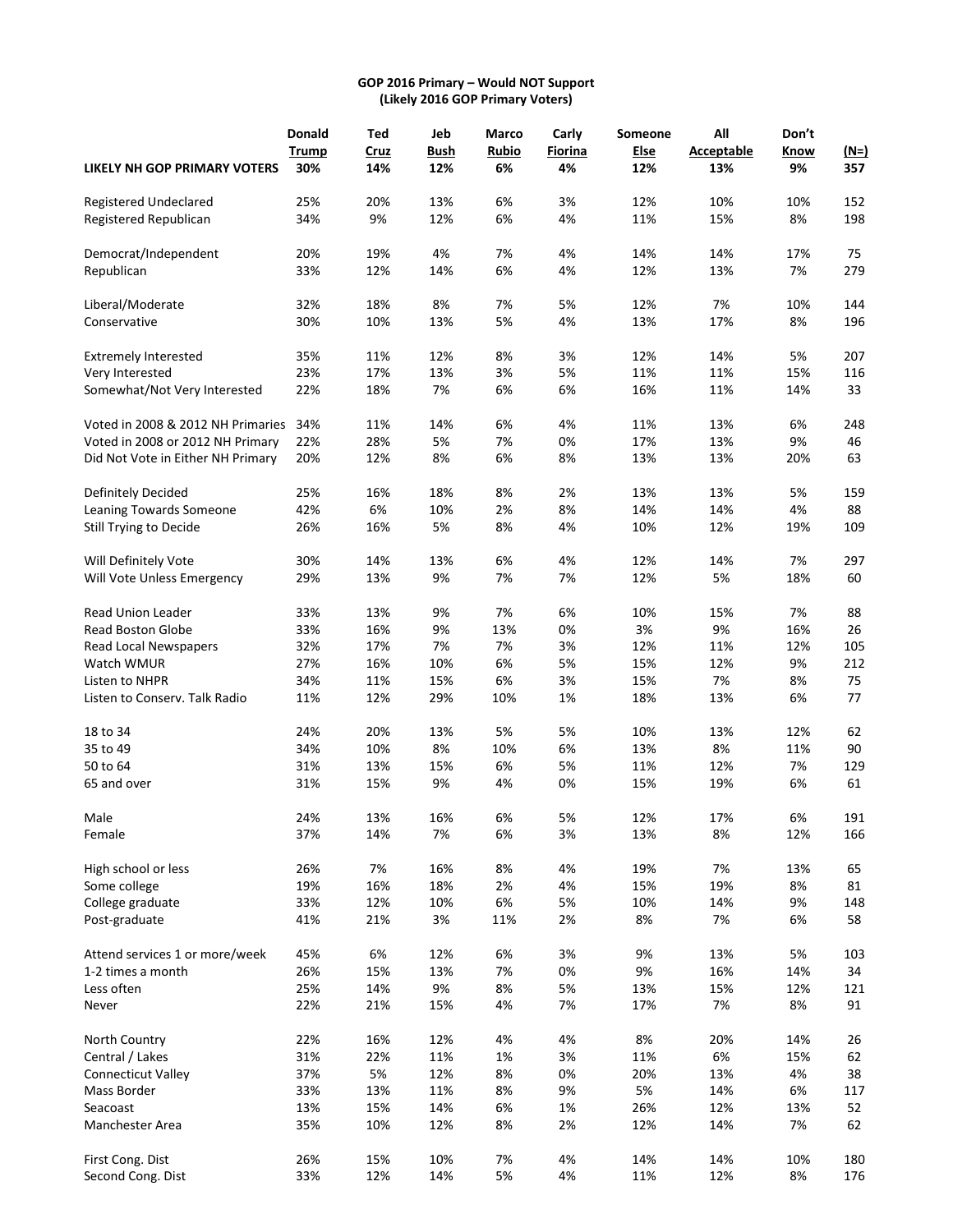**GOP 2016 Primary – Would NOT Support**
**(Likely 2016 GOP Primary Voters)**

| | Donald Trump | Ted Cruz | Jeb Bush | Marco Rubio | Carly Fiorina | Someone Else | All Acceptable | Don't Know | (N=) |
|---|---|---|---|---|---|---|---|---|---|
| **LIKELY NH GOP PRIMARY VOTERS** | **30%** | **14%** | **12%** | **6%** | **4%** | **12%** | **13%** | **9%** | **357** |
| Registered Undeclared | 25% | 20% | 13% | 6% | 3% | 12% | 10% | 10% | 152 |
| Registered Republican | 34% | 9% | 12% | 6% | 4% | 11% | 15% | 8% | 198 |
| Democrat/Independent | 20% | 19% | 4% | 7% | 4% | 14% | 14% | 17% | 75 |
| Republican | 33% | 12% | 14% | 6% | 4% | 12% | 13% | 7% | 279 |
| Liberal/Moderate | 32% | 18% | 8% | 7% | 5% | 12% | 7% | 10% | 144 |
| Conservative | 30% | 10% | 13% | 5% | 4% | 13% | 17% | 8% | 196 |
| Extremely Interested | 35% | 11% | 12% | 8% | 3% | 12% | 14% | 5% | 207 |
| Very Interested | 23% | 17% | 13% | 3% | 5% | 11% | 11% | 15% | 116 |
| Somewhat/Not Very Interested | 22% | 18% | 7% | 6% | 6% | 16% | 11% | 14% | 33 |
| Voted in 2008 & 2012 NH Primaries | 34% | 11% | 14% | 6% | 4% | 11% | 13% | 6% | 248 |
| Voted in 2008 or 2012 NH Primary | 22% | 28% | 5% | 7% | 0% | 17% | 13% | 9% | 46 |
| Did Not Vote in Either NH Primary | 20% | 12% | 8% | 6% | 8% | 13% | 13% | 20% | 63 |
| Definitely Decided | 25% | 16% | 18% | 8% | 2% | 13% | 13% | 5% | 159 |
| Leaning Towards Someone | 42% | 6% | 10% | 2% | 8% | 14% | 14% | 4% | 88 |
| Still Trying to Decide | 26% | 16% | 5% | 8% | 4% | 10% | 12% | 19% | 109 |
| Will Definitely Vote | 30% | 14% | 13% | 6% | 4% | 12% | 14% | 7% | 297 |
| Will Vote Unless Emergency | 29% | 13% | 9% | 7% | 7% | 12% | 5% | 18% | 60 |
| Read Union Leader | 33% | 13% | 9% | 7% | 6% | 10% | 15% | 7% | 88 |
| Read Boston Globe | 33% | 16% | 9% | 13% | 0% | 3% | 9% | 16% | 26 |
| Read Local Newspapers | 32% | 17% | 7% | 7% | 3% | 12% | 11% | 12% | 105 |
| Watch WMUR | 27% | 16% | 10% | 6% | 5% | 15% | 12% | 9% | 212 |
| Listen to NHPR | 34% | 11% | 15% | 6% | 3% | 15% | 7% | 8% | 75 |
| Listen to Conserv. Talk Radio | 11% | 12% | 29% | 10% | 1% | 18% | 13% | 6% | 77 |
| 18 to 34 | 24% | 20% | 13% | 5% | 5% | 10% | 13% | 12% | 62 |
| 35 to 49 | 34% | 10% | 8% | 10% | 6% | 13% | 8% | 11% | 90 |
| 50 to 64 | 31% | 13% | 15% | 6% | 5% | 11% | 12% | 7% | 129 |
| 65 and over | 31% | 15% | 9% | 4% | 0% | 15% | 19% | 6% | 61 |
| Male | 24% | 13% | 16% | 6% | 5% | 12% | 17% | 6% | 191 |
| Female | 37% | 14% | 7% | 6% | 3% | 13% | 8% | 12% | 166 |
| High school or less | 26% | 7% | 16% | 8% | 4% | 19% | 7% | 13% | 65 |
| Some college | 19% | 16% | 18% | 2% | 4% | 15% | 19% | 8% | 81 |
| College graduate | 33% | 12% | 10% | 6% | 5% | 10% | 14% | 9% | 148 |
| Post-graduate | 41% | 21% | 3% | 11% | 2% | 8% | 7% | 6% | 58 |
| Attend services 1 or more/week | 45% | 6% | 12% | 6% | 3% | 9% | 13% | 5% | 103 |
| 1-2 times a month | 26% | 15% | 13% | 7% | 0% | 9% | 16% | 14% | 34 |
| Less often | 25% | 14% | 9% | 8% | 5% | 13% | 15% | 12% | 121 |
| Never | 22% | 21% | 15% | 4% | 7% | 17% | 7% | 8% | 91 |
| North Country | 22% | 16% | 12% | 4% | 4% | 8% | 20% | 14% | 26 |
| Central / Lakes | 31% | 22% | 11% | 1% | 3% | 11% | 6% | 15% | 62 |
| Connecticut Valley | 37% | 5% | 12% | 8% | 0% | 20% | 13% | 4% | 38 |
| Mass Border | 33% | 13% | 11% | 8% | 9% | 5% | 14% | 6% | 117 |
| Seacoast | 13% | 15% | 14% | 6% | 1% | 26% | 12% | 13% | 52 |
| Manchester Area | 35% | 10% | 12% | 8% | 2% | 12% | 14% | 7% | 62 |
| First Cong. Dist | 26% | 15% | 10% | 7% | 4% | 14% | 14% | 10% | 180 |
| Second Cong. Dist | 33% | 12% | 14% | 5% | 4% | 11% | 12% | 8% | 176 |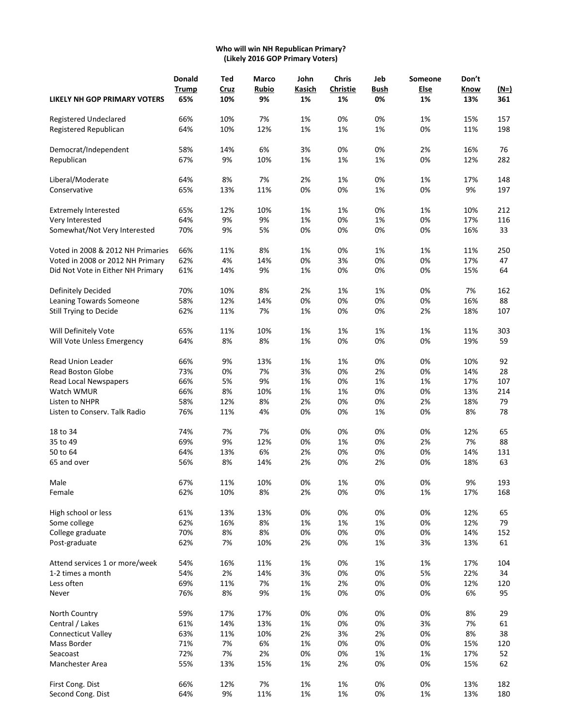**Who will win NH Republican Primary?**
**(Likely 2016 GOP Primary Voters)**

| | Donald Trump | Ted Cruz | Marco Rubio | John Kasich | Chris Christie | Jeb Bush | Someone Else | Don't Know | (N=) |
|---|---|---|---|---|---|---|---|---|---|
| **LIKELY NH GOP PRIMARY VOTERS** | **65%** | **10%** | **9%** | **1%** | **1%** | **0%** | **1%** | **13%** | **361** |
| Registered Undeclared | 66% | 10% | 7% | 1% | 0% | 0% | 1% | 15% | 157 |
| Registered Republican | 64% | 10% | 12% | 1% | 1% | 1% | 0% | 11% | 198 |
| Democrat/Independent | 58% | 14% | 6% | 3% | 0% | 0% | 2% | 16% | 76 |
| Republican | 67% | 9% | 10% | 1% | 1% | 1% | 0% | 12% | 282 |
| Liberal/Moderate | 64% | 8% | 7% | 2% | 1% | 0% | 1% | 17% | 148 |
| Conservative | 65% | 13% | 11% | 0% | 0% | 1% | 0% | 9% | 197 |
| Extremely Interested | 65% | 12% | 10% | 1% | 1% | 0% | 1% | 10% | 212 |
| Very Interested | 64% | 9% | 9% | 1% | 0% | 1% | 0% | 17% | 116 |
| Somewhat/Not Very Interested | 70% | 9% | 5% | 0% | 0% | 0% | 0% | 16% | 33 |
| Voted in 2008 & 2012 NH Primaries | 66% | 11% | 8% | 1% | 0% | 1% | 1% | 11% | 250 |
| Voted in 2008 or 2012 NH Primary | 62% | 4% | 14% | 0% | 3% | 0% | 0% | 17% | 47 |
| Did Not Vote in Either NH Primary | 61% | 14% | 9% | 1% | 0% | 0% | 0% | 15% | 64 |
| Definitely Decided | 70% | 10% | 8% | 2% | 1% | 1% | 0% | 7% | 162 |
| Leaning Towards Someone | 58% | 12% | 14% | 0% | 0% | 0% | 0% | 16% | 88 |
| Still Trying to Decide | 62% | 11% | 7% | 1% | 0% | 0% | 2% | 18% | 107 |
| Will Definitely Vote | 65% | 11% | 10% | 1% | 1% | 1% | 1% | 11% | 303 |
| Will Vote Unless Emergency | 64% | 8% | 8% | 1% | 0% | 0% | 0% | 19% | 59 |
| Read Union Leader | 66% | 9% | 13% | 1% | 1% | 0% | 0% | 10% | 92 |
| Read Boston Globe | 73% | 0% | 7% | 3% | 0% | 2% | 0% | 14% | 28 |
| Read Local Newspapers | 66% | 5% | 9% | 1% | 0% | 1% | 1% | 17% | 107 |
| Watch WMUR | 66% | 8% | 10% | 1% | 1% | 0% | 0% | 13% | 214 |
| Listen to NHPR | 58% | 12% | 8% | 2% | 0% | 0% | 2% | 18% | 79 |
| Listen to Conserv. Talk Radio | 76% | 11% | 4% | 0% | 0% | 1% | 0% | 8% | 78 |
| 18 to 34 | 74% | 7% | 7% | 0% | 0% | 0% | 0% | 12% | 65 |
| 35 to 49 | 69% | 9% | 12% | 0% | 1% | 0% | 2% | 7% | 88 |
| 50 to 64 | 64% | 13% | 6% | 2% | 0% | 0% | 0% | 14% | 131 |
| 65 and over | 56% | 8% | 14% | 2% | 0% | 2% | 0% | 18% | 63 |
| Male | 67% | 11% | 10% | 0% | 1% | 0% | 0% | 9% | 193 |
| Female | 62% | 10% | 8% | 2% | 0% | 0% | 1% | 17% | 168 |
| High school or less | 61% | 13% | 13% | 0% | 0% | 0% | 0% | 12% | 65 |
| Some college | 62% | 16% | 8% | 1% | 1% | 1% | 0% | 12% | 79 |
| College graduate | 70% | 8% | 8% | 0% | 0% | 0% | 0% | 14% | 152 |
| Post-graduate | 62% | 7% | 10% | 2% | 0% | 1% | 3% | 13% | 61 |
| Attend services 1 or more/week | 54% | 16% | 11% | 1% | 0% | 1% | 1% | 17% | 104 |
| 1-2 times a month | 54% | 2% | 14% | 3% | 0% | 0% | 5% | 22% | 34 |
| Less often | 69% | 11% | 7% | 1% | 2% | 0% | 0% | 12% | 120 |
| Never | 76% | 8% | 9% | 1% | 0% | 0% | 0% | 6% | 95 |
| North Country | 59% | 17% | 17% | 0% | 0% | 0% | 0% | 8% | 29 |
| Central / Lakes | 61% | 14% | 13% | 1% | 0% | 0% | 3% | 7% | 61 |
| Connecticut Valley | 63% | 11% | 10% | 2% | 3% | 2% | 0% | 8% | 38 |
| Mass Border | 71% | 7% | 6% | 1% | 0% | 0% | 0% | 15% | 120 |
| Seacoast | 72% | 7% | 2% | 0% | 0% | 1% | 1% | 17% | 52 |
| Manchester Area | 55% | 13% | 15% | 1% | 2% | 0% | 0% | 15% | 62 |
| First Cong. Dist | 66% | 12% | 7% | 1% | 1% | 0% | 0% | 13% | 182 |
| Second Cong. Dist | 64% | 9% | 11% | 1% | 1% | 0% | 1% | 13% | 180 |